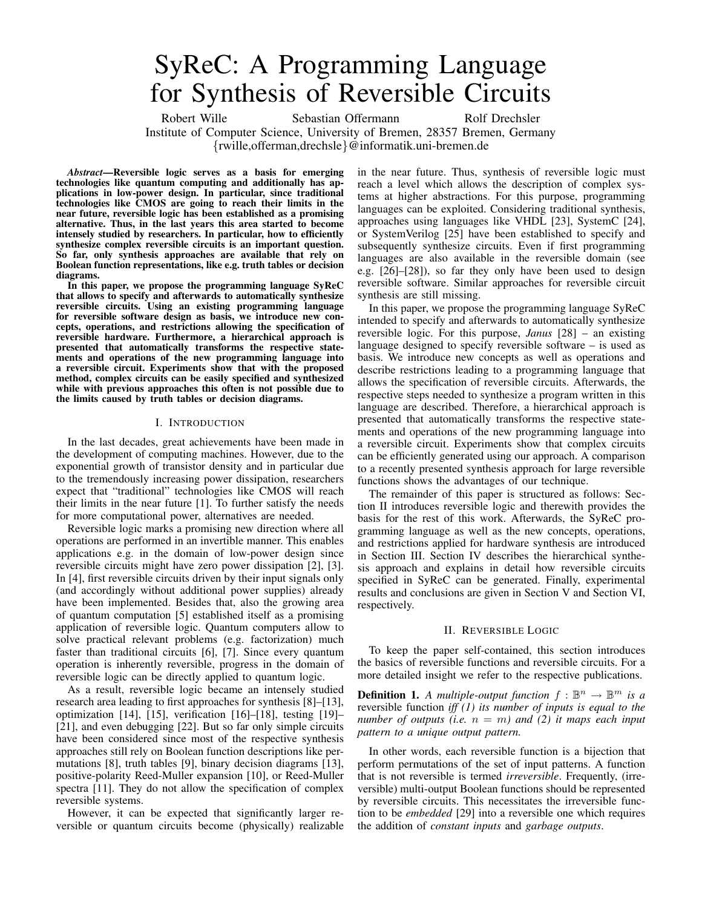# SyReC: A Programming Language for Synthesis of Reversible Circuits

Robert Wille Sebastian Offermann Rolf Drechsler

Institute of Computer Science, University of Bremen, 28357 Bremen, Germany

{rwille,offerman,drechsle}@informatik.uni-bremen.de

***Abstract*—Reversible logic serves as a basis for emerging technologies like quantum computing and additionally has applications in low-power design. In particular, since traditional technologies like CMOS are going to reach their limits in the near future, reversible logic has been established as a promising alternative. Thus, in the last years this area started to become intensely studied by researchers. In particular, how to efficiently synthesize complex reversible circuits is an important question. So far, only synthesis approaches are available that rely on Boolean function representations, like e.g. truth tables or decision diagrams.**

**In this paper, we propose the programming language SyReC that allows to specify and afterwards to automatically synthesize reversible circuits. Using an existing programming language for reversible software design as basis, we introduce new concepts, operations, and restrictions allowing the specification of reversible hardware. Furthermore, a hierarchical approach is presented that automatically transforms the respective statements and operations of the new programming language into a reversible circuit. Experiments show that with the proposed method, complex circuits can be easily specified and synthesized while with previous approaches this often is not possible due to the limits caused by truth tables or decision diagrams.**

## I. Introduction

In the last decades, great achievements have been made in the development of computing machines. However, due to the exponential growth of transistor density and in particular due to the tremendously increasing power dissipation, researchers expect that "traditional" technologies like CMOS will reach their limits in the near future [1]. To further satisfy the needs for more computational power, alternatives are needed.

Reversible logic marks a promising new direction where all operations are performed in an invertible manner. This enables applications e.g. in the domain of low-power design since reversible circuits might have zero power dissipation [2], [3]. In [4], first reversible circuits driven by their input signals only (and accordingly without additional power supplies) already have been implemented. Besides that, also the growing area of quantum computation [5] established itself as a promising application of reversible logic. Quantum computers allow to solve practical relevant problems (e.g. factorization) much faster than traditional circuits [6], [7]. Since every quantum operation is inherently reversible, progress in the domain of reversible logic can be directly applied to quantum logic.

As a result, reversible logic became an intensely studied research area leading to first approaches for synthesis [8]–[13], optimization [14], [15], verification [16]–[18], testing [19]–[21], and even debugging [22]. But so far only simple circuits have been considered since most of the respective synthesis approaches still rely on Boolean function descriptions like permutations [8], truth tables [9], binary decision diagrams [13], positive-polarity Reed-Muller expansion [10], or Reed-Muller spectra [11]. They do not allow the specification of complex reversible systems.

However, it can be expected that significantly larger reversible or quantum circuits become (physically) realizable in the near future. Thus, synthesis of reversible logic must reach a level which allows the description of complex systems at higher abstractions. For this purpose, programming languages can be exploited. Considering traditional synthesis, approaches using languages like VHDL [23], SystemC [24], or SystemVerilog [25] have been established to specify and subsequently synthesize circuits. Even if first programming languages are also available in the reversible domain (see e.g. [26]–[28]), so far they only have been used to design reversible software. Similar approaches for reversible circuit synthesis are still missing.

In this paper, we propose the programming language SyReC intended to specify and afterwards to automatically synthesize reversible logic. For this purpose, *Janus* [28] – an existing language designed to specify reversible software – is used as basis. We introduce new concepts as well as operations and describe restrictions leading to a programming language that allows the specification of reversible circuits. Afterwards, the respective steps needed to synthesize a program written in this language are described. Therefore, a hierarchical approach is presented that automatically transforms the respective statements and operations of the new programming language into a reversible circuit. Experiments show that complex circuits can be efficiently generated using our approach. A comparison to a recently presented synthesis approach for large reversible functions shows the advantages of our technique.

The remainder of this paper is structured as follows: Section II introduces reversible logic and therewith provides the basis for the rest of this work. Afterwards, the SyReC programming language as well as the new concepts, operations, and restrictions applied for hardware synthesis are introduced in Section III. Section IV describes the hierarchical synthesis approach and explains in detail how reversible circuits specified in SyReC can be generated. Finally, experimental results and conclusions are given in Section V and Section VI, respectively.

## II. Reversible Logic

To keep the paper self-contained, this section introduces the basics of reversible functions and reversible circuits. For a more detailed insight we refer to the respective publications.

**Definition 1.** *A multiple-output function* $f : \mathbb{B}^n \rightarrow \mathbb{B}^m$ *is a* reversible function *iff (1) its number of inputs is equal to the number of outputs (i.e.* $n = m$*) and (2) it maps each input pattern to a unique output pattern.*

In other words, each reversible function is a bijection that perform permutations of the set of input patterns. A function that is not reversible is termed *irreversible*. Frequently, (irreversible) multi-output Boolean functions should be represented by reversible circuits. This necessitates the irreversible function to be *embedded* [29] into a reversible one which requires the addition of *constant inputs* and *garbage outputs*.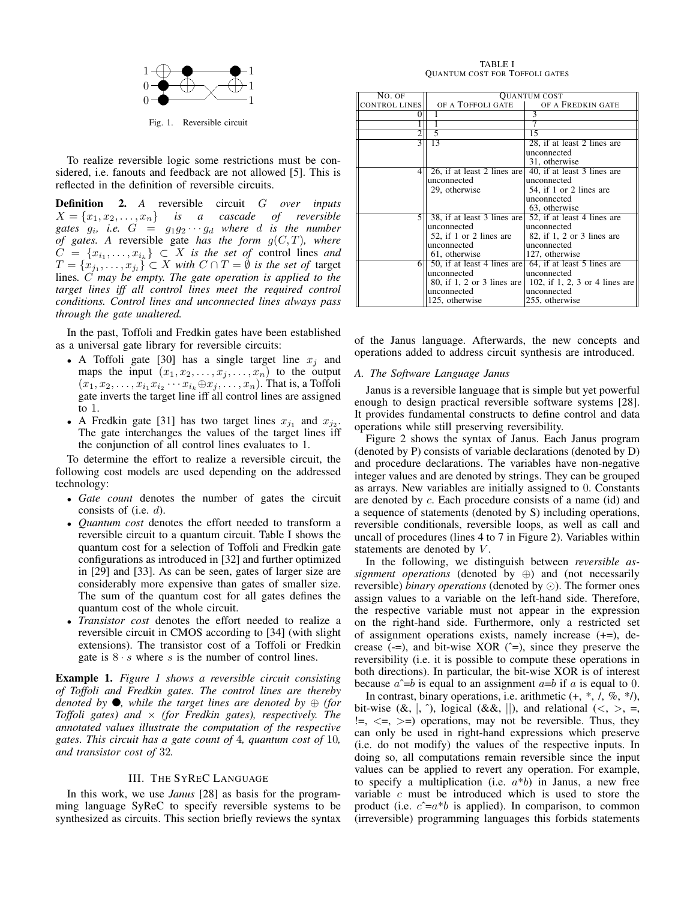Fig. 1. Reversible circuit

To realize reversible logic some restrictions must be considered, i.e. fanouts and feedback are not allowed [5]. This is reflected in the definition of reversible circuits.

**Definition 2.** *A* reversible circuit $G$ *over inputs* $X = \{x_1, x_2, \ldots, x_n\}$ *is a cascade of reversible gates* $g_i$*, i.e.* $G = g_1 g_2 \cdots g_d$ *where* $d$ *is the number of gates. A* reversible gate *has the form* $g(C, T)$*, where* $C = \{x_{i_1}, \ldots, x_{i_k}\} \subset X$ *is the set of* control lines *and* $T = \{x_{j_1}, \ldots, x_{j_l}\} \subset X$ *with* $C \cap T = \emptyset$ *is the set of* target lines*.* $C$ *may be empty. The gate operation is applied to the target lines iff all control lines meet the required control conditions. Control lines and unconnected lines always pass through the gate unaltered.*

In the past, Toffoli and Fredkin gates have been established as a universal gate library for reversible circuits:

- A Toffoli gate [30] has a single target line $x_j$ and maps the input $(x_1, x_2, \ldots, x_j, \ldots, x_n)$ to the output $(x_1, x_2, \ldots, x_{i_1}x_{i_2}\cdots x_{i_k} \oplus x_j, \ldots, x_n)$. That is, a Toffoli gate inverts the target line iff all control lines are assigned to 1.
- A Fredkin gate [31] has two target lines $x_{j_1}$ and $x_{j_2}$. The gate interchanges the values of the target lines iff the conjunction of all control lines evaluates to 1.

To determine the effort to realize a reversible circuit, the following cost models are used depending on the addressed technology:

- *Gate count* denotes the number of gates the circuit consists of (i.e. $d$).
- *Quantum cost* denotes the effort needed to transform a reversible circuit to a quantum circuit. Table I shows the quantum cost for a selection of Toffoli and Fredkin gate configurations as introduced in [32] and further optimized in [29] and [33]. As can be seen, gates of larger size are considerably more expensive than gates of smaller size. The sum of the quantum cost for all gates defines the quantum cost of the whole circuit.
- *Transistor cost* denotes the effort needed to realize a reversible circuit in CMOS according to [34] (with slight extensions). The transistor cost of a Toffoli or Fredkin gate is $8 \cdot s$ where $s$ is the number of control lines.

**Example 1.** *Figure 1 shows a reversible circuit consisting of Toffoli and Fredkin gates. The control lines are thereby denoted by* ●*, while the target lines are denoted by* $\oplus$ *(for Toffoli gates) and* $\times$ *(for Fredkin gates), respectively. The annotated values illustrate the computation of the respective gates. This circuit has a gate count of* 4*, quantum cost of* 10*, and transistor cost of* 32*.*

## III. The SyReC Language

In this work, we use *Janus* [28] as basis for the programming language SyReC to specify reversible systems to be synthesized as circuits. This section briefly reviews the syntax of the Janus language. Afterwards, the new concepts and operations added to address circuit synthesis are introduced.

TABLE I
QUANTUM COST FOR TOFFOLI GATES

| No. of control lines | Quantum cost of a Toffoli gate | Quantum cost of a Fredkin gate |
|---|---|---|
| 0 | 1 | 3 |
| 1 | 1 | 7 |
| 2 | 5 | 15 |
| 3 | 13 | 28, if at least 2 lines are unconnected<br>31, otherwise |
| 4 | 26, if at least 2 lines are unconnected<br>29, otherwise | 40, if at least 3 lines are unconnected<br>54, if 1 or 2 lines are unconnected<br>63, otherwise |
| 5 | 38, if at least 3 lines are unconnected<br>52, if 1 or 2 lines are unconnected<br>61, otherwise | 52, if at least 4 lines are unconnected<br>82, if 1, 2 or 3 lines are unconnected<br>127, otherwise |
| 6 | 50, if at least 4 lines are unconnected<br>80, if 1, 2 or 3 lines are unconnected<br>125, otherwise | 64, if at least 5 lines are unconnected<br>102, if 1, 2, 3 or 4 lines are unconnected<br>255, otherwise |

### A. The Software Language Janus

Janus is a reversible language that is simple but yet powerful enough to design practical reversible software systems [28]. It provides fundamental constructs to define control and data operations while still preserving reversibility.

Figure 2 shows the syntax of Janus. Each Janus program (denoted by P) consists of variable declarations (denoted by D) and procedure declarations. The variables have non-negative integer values and are denoted by strings. They can be grouped as arrays. New variables are initially assigned to 0. Constants are denoted by $c$. Each procedure consists of a name (id) and a sequence of statements (denoted by S) including operations, reversible conditionals, reversible loops, as well as call and uncall of procedures (lines 4 to 7 in Figure 2). Variables within statements are denoted by $V$.

In the following, we distinguish between *reversible assignment operations* (denoted by $\oplus$) and (not necessarily reversible) *binary operations* (denoted by $\odot$). The former ones assign values to a variable on the left-hand side. Therefore, the respective variable must not appear in the expression on the right-hand side. Furthermore, only a restricted set of assignment operations exists, namely increase (+=), decrease (-=), and bit-wise XOR (^=), since they preserve the reversibility (i.e. it is possible to compute these operations in both directions). In particular, the bit-wise XOR is of interest because *a*^=*b* is equal to an assignment *a*=*b* if $a$ is equal to 0.

In contrast, binary operations, i.e. arithmetic (+, *, /, %, */), bit-wise (&, |, ^), logical (&&, ||), and relational (<, >, =, !=, <=, >=) operations, may not be reversible. Thus, they can only be used in right-hand expressions which preserve (i.e. do not modify) the values of the respective inputs. In doing so, all computations remain reversible since the input values can be applied to revert any operation. For example, to specify a multiplication (i.e. *a*\**b*) in Janus, a new free variable $c$ must be introduced which is used to store the product (i.e. *c*^=*a*\**b* is applied). In comparison, to common (irreversible) programming languages this forbids statements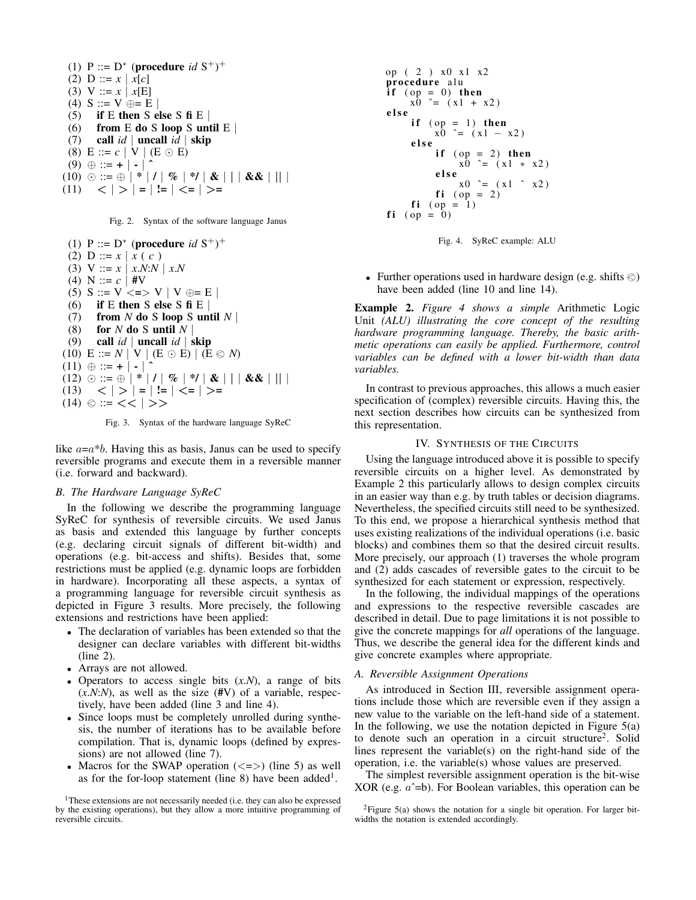(1) P ::= D* (**procedure** *id* S⁺)⁺
(2) D ::= *x* | *x*[*c*]
(3) V ::= *x* | *x*[E]
(4) S ::= V ⊕= E |
(5) **if** E **then** S **else** S **fi** E |
(6) **from** E **do** S **loop** S **until** E |
(7) **call** *id* | **uncall** *id* | **skip**
(8) E ::= *c* | V | (E ⊙ E)
(9) ⊕ ::= **+** | **-** | **^**
(10) ⊙ ::= ⊕ | **\*** | **/** | **%** | **\*/** | **&** | **|** | **&&** | **||** |
(11) **<** | **>** | **=** | **!=** | **<=** | **>=**

Fig. 2. Syntax of the software language Janus

(1) P ::= D* (**procedure** *id* S⁺)⁺
(2) D ::= *x* | *x* ( *c* )
(3) V ::= *x* | *x.N*:*N* | *x.N*
(4) N ::= *c* | #V
(5) S ::= V **<=>** V | V ⊕= E |
(6) **if** E **then** S **else** S **fi** E |
(7) **from** *N* **do** S **loop** S **until** *N* |
(8) **for** *N* **do** S **until** *N* |
(9) **call** *id* | **uncall** *id* | **skip**
(10) E ::= *N* | V | (E ⊙ E) | (E ⊘ *N*)
(11) ⊕ ::= **+** | **-** | **^**
(12) ⊙ ::= ⊕ | **\*** | **/** | **%** | **\*/** | **&** | **|** | **&&** | **||** |
(13) **<** | **>** | **=** | **!=** | **<=** | **>=**
(14) ⊘ ::= **<<** | **>>**

Fig. 3. Syntax of the hardware language SyReC

like $a$=$a$\*$b$. Having this as basis, Janus can be used to specify reversible programs and execute them in a reversible manner (i.e. forward and backward).

### B. The Hardware Language SyReC

In the following we describe the programming language SyReC for synthesis of reversible circuits. We used Janus as basis and extended this language by further concepts (e.g. declaring circuit signals of different bit-width) and operations (e.g. bit-access and shifts). Besides that, some restrictions must be applied (e.g. dynamic loops are forbidden in hardware). Incorporating all these aspects, a syntax of a programming language for reversible circuit synthesis as depicted in Figure 3 results. More precisely, the following extensions and restrictions have been applied:

- The declaration of variables has been extended so that the designer can declare variables with different bit-widths (line 2).
- Arrays are not allowed.
- Operators to access single bits (*x.N*), a range of bits (*x.N*:*N*), as well as the size (#V) of a variable, respectively, have been added (line 3 and line 4).
- Since loops must be completely unrolled during synthesis, the number of iterations has to be available before compilation. That is, dynamic loops (defined by expressions) are not allowed (line 7).
- Macros for the SWAP operation (<=>) (line 5) as well as for the for-loop statement (line 8) have been added[1].
- Further operations used in hardware design (e.g. shifts ⊘) have been added (line 10 and line 14).

[1]These extensions are not necessarily needed (i.e. they can also be expressed by the existing operations), but they allow a more intuitive programming of reversible circuits.

```
op ( 2 ) x0 x1 x2
procedure alu
if (op = 0) then
    x0 ^= (x1 + x2)
else
    if (op = 1) then
        x0 ^= (x1 - x2)
    else
        if (op = 2) then
            x0 ^= (x1 * x2)
        else
            x0 ^= (x1 ^ x2)
        fi (op = 2)
    fi (op = 1)
fi (op = 0)
```

Fig. 4. SyReC example: ALU

**Example 2.** *Figure 4 shows a simple* Arithmetic Logic Unit *(ALU) illustrating the core concept of the resulting hardware programming language. Thereby, the basic arithmetic operations can easily be applied. Furthermore, control variables can be defined with a lower bit-width than data variables.*

In contrast to previous approaches, this allows a much easier specification of (complex) reversible circuits. Having this, the next section describes how circuits can be synthesized from this representation.

## IV. Synthesis of the Circuits

Using the language introduced above it is possible to specify reversible circuits on a higher level. As demonstrated by Example 2 this particularly allows to design complex circuits in an easier way than e.g. by truth tables or decision diagrams. Nevertheless, the specified circuits still need to be synthesized. To this end, we propose a hierarchical synthesis method that uses existing realizations of the individual operations (i.e. basic blocks) and combines them so that the desired circuit results. More precisely, our approach (1) traverses the whole program and (2) adds cascades of reversible gates to the circuit to be synthesized for each statement or expression, respectively.

In the following, the individual mappings of the operations and expressions to the respective reversible cascades are described in detail. Due to page limitations it is not possible to give the concrete mappings for *all* operations of the language. Thus, we describe the general idea for the different kinds and give concrete examples where appropriate.

### A. Reversible Assignment Operations

As introduced in Section III, reversible assignment operations include those which are reversible even if they assign a new value to the variable on the left-hand side of a statement. In the following, we use the notation depicted in Figure 5(a) to denote such an operation in a circuit structure[2]. Solid lines represent the variable(s) on the right-hand side of the operation, i.e. the variable(s) whose values are preserved.

The simplest reversible assignment operation is the bit-wise XOR (e.g. $a$^=b). For Boolean variables, this operation can be

[2]Figure 5(a) shows the notation for a single bit operation. For larger bit-widths the notation is extended accordingly.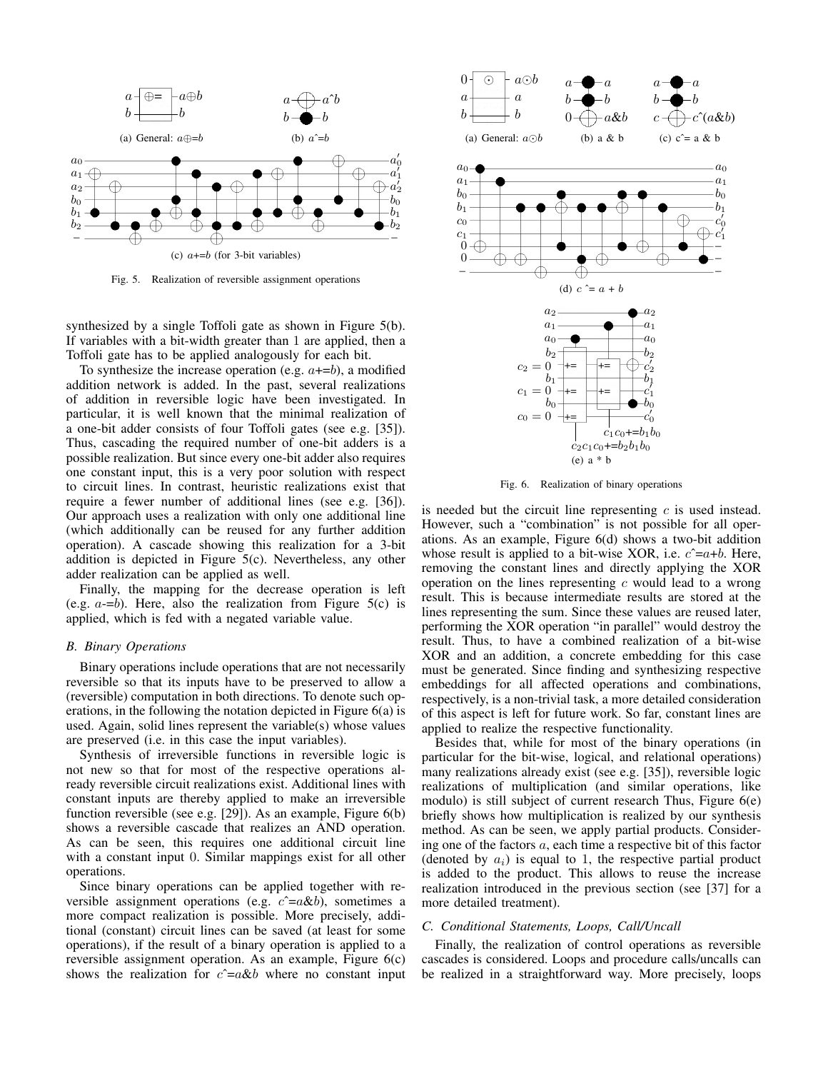(a) General: $a \oplus = b$

(b) $a \hat{=} b$

(c) $a$+=$b$ (for 3-bit variables)

Fig. 5. Realization of reversible assignment operations

synthesized by a single Toffoli gate as shown in Figure 5(b). If variables with a bit-width greater than 1 are applied, then a Toffoli gate has to be applied analogously for each bit.

To synthesize the increase operation (e.g. $a$+=$b$), a modified addition network is added. In the past, several realizations of addition in reversible logic have been investigated. In particular, it is well known that the minimal realization of a one-bit adder consists of four Toffoli gates (see e.g. [35]). Thus, cascading the required number of one-bit adders is a possible realization. But since every one-bit adder also requires one constant input, this is a very poor solution with respect to circuit lines. In contrast, heuristic realizations exist that require a fewer number of additional lines (see e.g. [36]). Our approach uses a realization with only one additional line (which additionally can be reused for any further addition operation). A cascade showing this realization for a 3-bit addition is depicted in Figure 5(c). Nevertheless, any other adder realization can be applied as well.

Finally, the mapping for the decrease operation is left (e.g. $a$-=$b$). Here, also the realization from Figure 5(c) is applied, which is fed with a negated variable value.

### B. Binary Operations

Binary operations include operations that are not necessarily reversible so that its inputs have to be preserved to allow a (reversible) computation in both directions. To denote such operations, in the following the notation depicted in Figure 6(a) is used. Again, solid lines represent the variable(s) whose values are preserved (i.e. in this case the input variables).

Synthesis of irreversible functions in reversible logic is not new so that for most of the respective operations already reversible circuit realizations exist. Additional lines with constant inputs are thereby applied to make an irreversible function reversible (see e.g. [29]). As an example, Figure 6(b) shows a reversible cascade that realizes an AND operation. As can be seen, this requires one additional circuit line with a constant input 0. Similar mappings exist for all other operations.

Since binary operations can be applied together with reversible assignment operations (e.g. $c\hat{=}a\&b$), sometimes a more compact realization is possible. More precisely, additional (constant) circuit lines can be saved (at least for some operations), if the result of a binary operation is applied to a reversible assignment operation. As an example, Figure 6(c) shows the realization for $c\hat{=}a\&b$ where no constant input

(a) General: $a \odot b$

(b) a & b

(c) $c\hat{=}$ a & b

(d) $c\hat{=}a + b$

(e) a * b

Fig. 6. Realization of binary operations

is needed but the circuit line representing $c$ is used instead. However, such a "combination" is not possible for all operations. As an example, Figure 6(d) shows a two-bit addition whose result is applied to a bit-wise XOR, i.e. $c\hat{=}a$+$b$. Here, removing the constant lines and directly applying the XOR operation on the lines representing $c$ would lead to a wrong result. This is because intermediate results are stored at the lines representing the sum. Since these values are reused later, performing the XOR operation "in parallel" would destroy the result. Thus, to have a combined realization of a bit-wise XOR and an addition, a concrete embedding for this case must be generated. Since finding and synthesizing respective embeddings for all affected operations and combinations, respectively, is a non-trivial task, a more detailed consideration of this aspect is left for future work. So far, constant lines are applied to realize the respective functionality.

Besides that, while for most of the binary operations (in particular for the bit-wise, logical, and relational operations) many realizations already exist (see e.g. [35]), reversible logic realizations of multiplication (and similar operations, like modulo) is still subject of current research Thus, Figure 6(e) briefly shows how multiplication is realized by our synthesis method. As can be seen, we apply partial products. Considering one of the factors $a$, each time a respective bit of this factor (denoted by $a_i$) is equal to 1, the respective partial product is added to the product. This allows to reuse the increase realization introduced in the previous section (see [37] for a more detailed treatment).

### C. Conditional Statements, Loops, Call/Uncall

Finally, the realization of control operations as reversible cascades is considered. Loops and procedure calls/uncalls can be realized in a straightforward way. More precisely, loops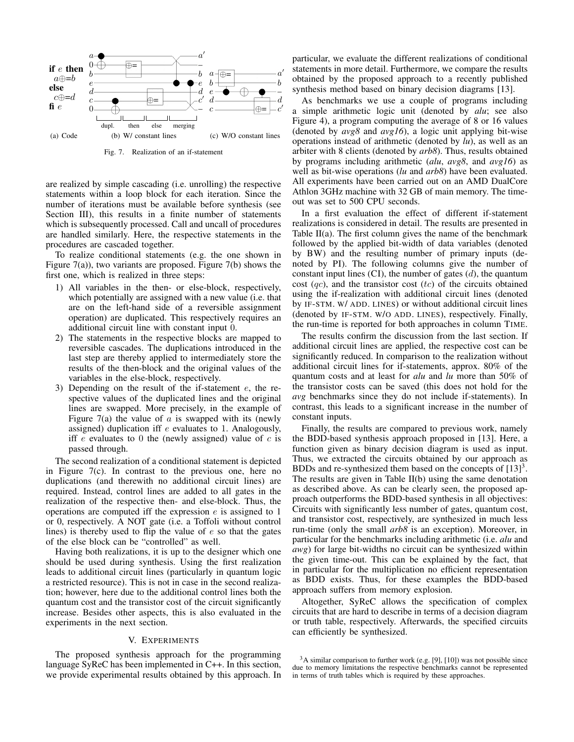**if** $e$ **then**
$a \oplus = b$
**else**
$c \oplus = d$
**fi** $e$

(a) Code

$a$, $0$, $b$, $e$, $d$, $c$, $0$

$a'$, $-$, $b$, $e$, $d$, $c'$, $-$

$\oplus=$

dupl. then else merging

(b) W/ constant lines

$a$, $b$, $e$, $d$, $c$

$a'$, $b$, $-$, $d$, $c'$

(c) W/O constant lines

Fig. 7. Realization of an if-statement

are realized by simple cascading (i.e. unrolling) the respective statements within a loop block for each iteration. Since the number of iterations must be available before synthesis (see Section III), this results in a finite number of statements which is subsequently processed. Call and uncall of procedures are handled similarly. Here, the respective statements in the procedures are cascaded together.

To realize conditional statements (e.g. the one shown in Figure 7(a)), two variants are proposed. Figure 7(b) shows the first one, which is realized in three steps:

1) All variables in the then- or else-block, respectively, which potentially are assigned with a new value (i.e. that are on the left-hand side of a reversible assignment operation) are duplicated. This respectively requires an additional circuit line with constant input 0.
2) The statements in the respective blocks are mapped to reversible cascades. The duplications introduced in the last step are thereby applied to intermediately store the results of the then-block and the original values of the variables in the else-block, respectively.
3) Depending on the result of the if-statement $e$, the respective values of the duplicated lines and the original lines are swapped. More precisely, in the example of Figure 7(a) the value of $a$ is swapped with its (newly assigned) duplication iff $e$ evaluates to 1. Analogously, iff $e$ evaluates to 0 the (newly assigned) value of $c$ is passed through.

The second realization of a conditional statement is depicted in Figure 7(c). In contrast to the previous one, here no duplications (and therewith no additional circuit lines) are required. Instead, control lines are added to all gates in the realization of the respective then- and else-block. Thus, the operations are computed iff the expression $e$ is assigned to 1 or 0, respectively. A NOT gate (i.e. a Toffoli without control lines) is thereby used to flip the value of $e$ so that the gates of the else block can be "controlled" as well.

Having both realizations, it is up to the designer which one should be used during synthesis. Using the first realization leads to additional circuit lines (particularly in quantum logic a restricted resource). This is not in case in the second realization; however, here due to the additional control lines both the quantum cost and the transistor cost of the circuit significantly increase. Besides other aspects, this is also evaluated in the experiments in the next section.

## V. Experiments

The proposed synthesis approach for the programming language SyReC has been implemented in C++. In this section, we provide experimental results obtained by this approach. In particular, we evaluate the different realizations of conditional statements in more detail. Furthermore, we compare the results obtained by the proposed approach to a recently published synthesis method based on binary decision diagrams [13].

As benchmarks we use a couple of programs including a simple arithmetic logic unit (denoted by *alu*; see also Figure 4), a program computing the average of 8 or 16 values (denoted by *avg8* and *avg16*), a logic unit applying bit-wise operations instead of arithmetic (denoted by *lu*), as well as an arbiter with 8 clients (denoted by *arb8*). Thus, results obtained by programs including arithmetic (*alu*, *avg8*, and *avg16*) as well as bit-wise operations (*lu* and *arb8*) have been evaluated. All experiments have been carried out on an AMD DualCore Athlon 3GHz machine with 32 GB of main memory. The timeout was set to 500 CPU seconds.

In a first evaluation the effect of different if-statement realizations is considered in detail. The results are presented in Table II(a). The first column gives the name of the benchmark followed by the applied bit-width of data variables (denoted by BW) and the resulting number of primary inputs (denoted by PI). The following columns give the number of constant input lines (CI), the number of gates ($d$), the quantum cost ($qc$), and the transistor cost ($tc$) of the circuits obtained using the if-realization with additional circuit lines (denoted by IF-STM. W/ ADD. LINES) or without additional circuit lines (denoted by IF-STM. W/O ADD. LINES), respectively. Finally, the run-time is reported for both approaches in column TIME.

The results confirm the discussion from the last section. If additional circuit lines are applied, the respective cost can be significantly reduced. In comparison to the realization without additional circuit lines for if-statements, approx. 80% of the quantum costs and at least for *alu* and *lu* more than 50% of the transistor costs can be saved (this does not hold for the *avg* benchmarks since they do not include if-statements). In contrast, this leads to a significant increase in the number of constant inputs.

Finally, the results are compared to previous work, namely the BDD-based synthesis approach proposed in [13]. Here, a function given as binary decision diagram is used as input. Thus, we extracted the circuits obtained by our approach as BDDs and re-synthesized them based on the concepts of [13][3]. The results are given in Table II(b) using the same denotation as described above. As can be clearly seen, the proposed approach outperforms the BDD-based synthesis in all objectives: Circuits with significantly less number of gates, quantum cost, and transistor cost, respectively, are synthesized in much less run-time (only the small *arb8* is an exception). Moreover, in particular for the benchmarks including arithmetic (i.e. *alu* and *awg*) for large bit-widths no circuit can be synthesized within the given time-out. This can be explained by the fact, that in particular for the multiplication no efficient representation as BDD exists. Thus, for these examples the BDD-based approach suffers from memory explosion.

Altogether, SyReC allows the specification of complex circuits that are hard to describe in terms of a decision diagram or truth table, respectively. Afterwards, the specified circuits can efficiently be synthesized.

[3] A similar comparison to further work (e.g. [9], [10]) was not possible since due to memory limitations the respective benchmarks cannot be represented in terms of truth tables which is required by these approaches.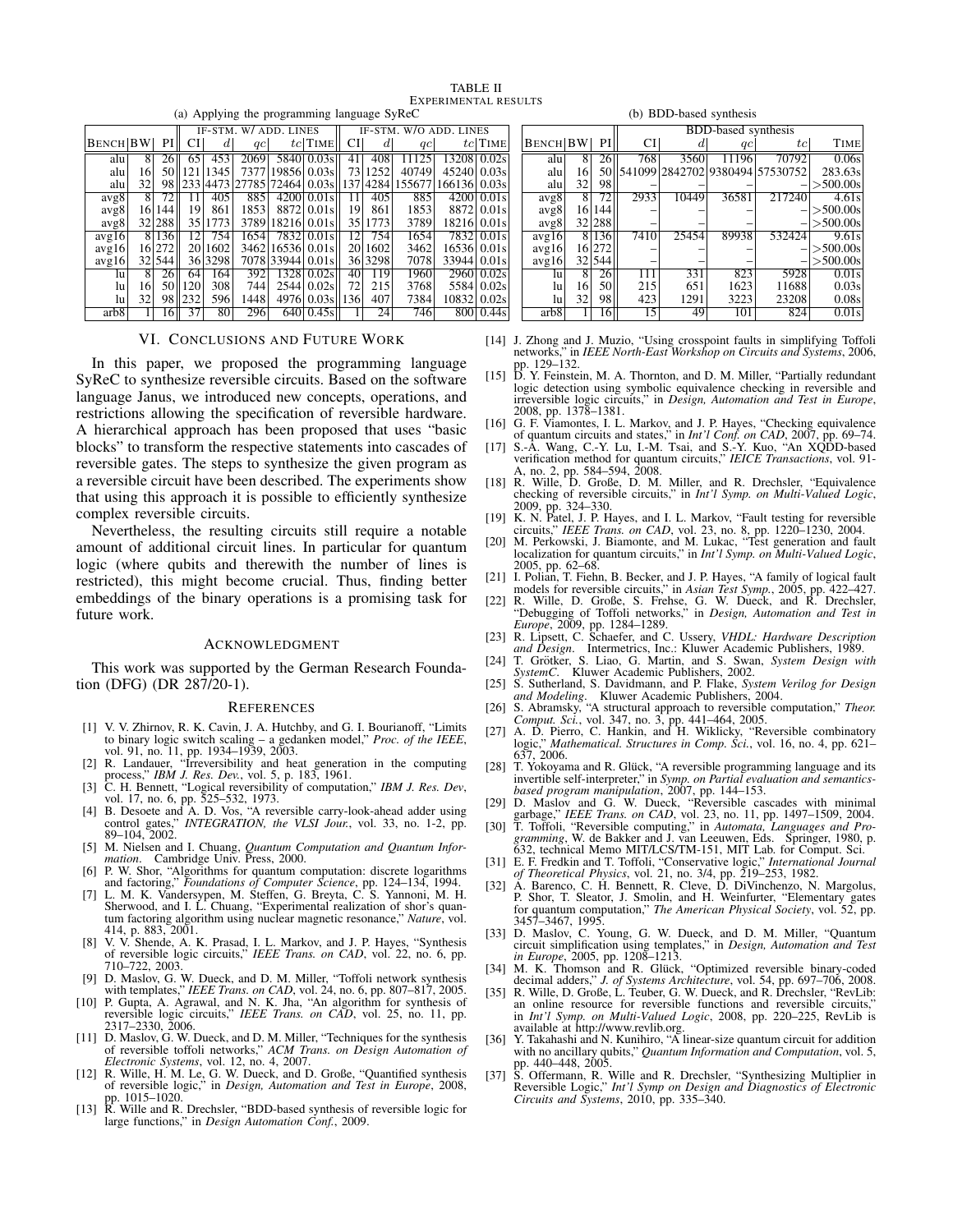TABLE II
EXPERIMENTAL RESULTS

(a) Applying the programming language SyReC

| BENCH | BW | PI | IF-STM. W/ ADD. LINES CI | $d$ | $qc$ | $tc$ | TIME | IF-STM. W/O ADD. LINES CI | $d$ | $qc$ | $tc$ | TIME |
|---|---|---|---|---|---|---|---|---|---|---|---|---|
| alu | 8 | 26 | 65 | 453 | 2069 | 5840 | 0.03s | 41 | 408 | 11125 | 13208 | 0.02s |
| alu | 16 | 50 | 121 | 1345 | 7377 | 19856 | 0.03s | 73 | 1252 | 40749 | 45240 | 0.03s |
| alu | 32 | 98 | 233 | 4473 | 27785 | 72464 | 0.03s | 137 | 4284 | 155677 | 166136 | 0.03s |
| avg8 | 8 | 72 | 11 | 405 | 885 | 4200 | 0.01s | 11 | 405 | 885 | 4200 | 0.01s |
| avg8 | 16 | 144 | 19 | 861 | 1853 | 8872 | 0.01s | 19 | 861 | 1853 | 8872 | 0.01s |
| avg8 | 32 | 288 | 35 | 1773 | 3789 | 18216 | 0.01s | 35 | 1773 | 3789 | 18216 | 0.01s |
| avg16 | 8 | 136 | 12 | 754 | 1654 | 7832 | 0.01s | 12 | 754 | 1654 | 7832 | 0.01s |
| avg16 | 16 | 272 | 20 | 1602 | 3462 | 16536 | 0.01s | 20 | 1602 | 3462 | 16536 | 0.01s |
| avg16 | 32 | 544 | 36 | 3298 | 7078 | 33944 | 0.01s | 36 | 3298 | 7078 | 33944 | 0.01s |
| lu | 8 | 26 | 64 | 164 | 392 | 1328 | 0.02s | 40 | 119 | 1960 | 2960 | 0.02s |
| lu | 16 | 50 | 120 | 308 | 744 | 2544 | 0.02s | 72 | 215 | 3768 | 5584 | 0.02s |
| lu | 32 | 98 | 232 | 596 | 1448 | 4976 | 0.03s | 136 | 407 | 7384 | 10832 | 0.02s |
| arb8 | 1 | 16 | 37 | 80 | 296 | 640 | 0.45s | 1 | 24 | 746 | 800 | 0.44s |

(b) BDD-based synthesis

| BENCH | BW | PI | BDD-based synthesis CI | $d$ | $qc$ | $tc$ | TIME |
|---|---|---|---|---|---|---|---|
| alu | 8 | 26 | 768 | 3560 | 11196 | 70792 | 0.06s |
| alu | 16 | 50 | 541099 | 2842702 | 9380494 | 57530752 | 283.63s |
| alu | 32 | 98 | – | – | – | – | >500.00s |
| avg8 | 8 | 72 | 2933 | 10449 | 36581 | 217240 | 4.61s |
| avg8 | 16 | 144 | – | – | – | – | >500.00s |
| avg8 | 32 | 288 | – | – | – | – | >500.00s |
| avg16 | 8 | 136 | 7410 | 25454 | 89938 | 532424 | 9.61s |
| avg16 | 16 | 272 | – | – | – | – | >500.00s |
| avg16 | 32 | 544 | – | – | – | – | >500.00s |
| lu | 8 | 26 | 111 | 331 | 823 | 5928 | 0.01s |
| lu | 16 | 50 | 215 | 651 | 1623 | 11688 | 0.03s |
| lu | 32 | 98 | 423 | 1291 | 3223 | 23208 | 0.08s |
| arb8 | 1 | 16 | 15 | 49 | 101 | 824 | 0.01s |

## VI. CONCLUSIONS AND FUTURE WORK

In this paper, we proposed the programming language SyReC to synthesize reversible circuits. Based on the software language Janus, we introduced new concepts, operations, and restrictions allowing the specification of reversible hardware. A hierarchical approach has been proposed that uses "basic blocks" to transform the respective statements into cascades of reversible gates. The steps to synthesize the given program as a reversible circuit have been described. The experiments show that using this approach it is possible to efficiently synthesize complex reversible circuits.

Nevertheless, the resulting circuits still require a notable amount of additional circuit lines. In particular for quantum logic (where qubits and therewith the number of lines is restricted), this might become crucial. Thus, finding better embeddings of the binary operations is a promising task for future work.

## ACKNOWLEDGMENT

This work was supported by the German Research Foundation (DFG) (DR 287/20-1).

## REFERENCES

[1] V. V. Zhirnov, R. K. Cavin, J. A. Hutchby, and G. I. Bourianoff, "Limits to binary logic switch scaling – a gedanken model," *Proc. of the IEEE*, vol. 91, no. 11, pp. 1934–1939, 2003.

[2] R. Landauer, "Irreversibility and heat generation in the computing process," *IBM J. Res. Dev.*, vol. 5, p. 183, 1961.

[3] C. H. Bennett, "Logical reversibility of computation," *IBM J. Res. Dev*, vol. 17, no. 6, pp. 525–532, 1973.

[4] B. Desoete and A. D. Vos, "A reversible carry-look-ahead adder using control gates," *INTEGRATION, the VLSI Jour.*, vol. 33, no. 1-2, pp. 89–104, 2002.

[5] M. Nielsen and I. Chuang, *Quantum Computation and Quantum Information*. Cambridge Univ. Press, 2000.

[6] P. W. Shor, "Algorithms for quantum computation: discrete logarithms and factoring," *Foundations of Computer Science*, pp. 124–134, 1994.

[7] L. M. K. Vandersypen, M. Steffen, G. Breyta, C. S. Yannoni, M. H. Sherwood, and I. L. Chuang, "Experimental realization of shor's quantum factoring algorithm using nuclear magnetic resonance," *Nature*, vol. 414, p. 883, 2001.

[8] V. V. Shende, A. K. Prasad, I. L. Markov, and J. P. Hayes, "Synthesis of reversible logic circuits," *IEEE Trans. on CAD*, vol. 22, no. 6, pp. 710–722, 2003.

[9] D. Maslov, G. W. Dueck, and D. M. Miller, "Toffoli network synthesis with templates," *IEEE Trans. on CAD*, vol. 24, no. 6, pp. 807–817, 2005.

[10] P. Gupta, A. Agrawal, and N. K. Jha, "An algorithm for synthesis of reversible logic circuits," *IEEE Trans. on CAD*, vol. 25, no. 11, pp. 2317–2330, 2006.

[11] D. Maslov, G. W. Dueck, and D. M. Miller, "Techniques for the synthesis of reversible toffoli networks," *ACM Trans. on Design Automation of Electronic Systems*, vol. 12, no. 4, 2007.

[12] R. Wille, H. M. Le, G. W. Dueck, and D. Große, "Quantified synthesis of reversible logic," in *Design, Automation and Test in Europe*, 2008, pp. 1015–1020.

[13] R. Wille and R. Drechsler, "BDD-based synthesis of reversible logic for large functions," in *Design Automation Conf.*, 2009.

[14] J. Zhong and J. Muzio, "Using crosspoint faults in simplifying Toffoli networks," in *IEEE North-East Workshop on Circuits and Systems*, 2006, pp. 129–132.

[15] D. Y. Feinstein, M. A. Thornton, and D. M. Miller, "Partially redundant logic detection using symbolic equivalence checking in reversible and irreversible logic circuits," in *Design, Automation and Test in Europe*, 2008, pp. 1378–1381.

[16] G. F. Viamontes, I. L. Markov, and J. P. Hayes, "Checking equivalence of quantum circuits and states," in *Int'l Conf. on CAD*, 2007, pp. 69–74.

[17] S.-A. Wang, C.-Y. Lu, I.-M. Tsai, and S.-Y. Kuo, "An XQDD-based verification method for quantum circuits," *IEICE Transactions*, vol. 91-A, no. 2, pp. 584–594, 2008.

[18] R. Wille, D. Große, D. M. Miller, and R. Drechsler, "Equivalence checking of reversible circuits," in *Int'l Symp. on Multi-Valued Logic*, 2009, pp. 324–330.

[19] K. N. Patel, J. P. Hayes, and I. L. Markov, "Fault testing for reversible circuits," *IEEE Trans. on CAD*, vol. 23, no. 8, pp. 1220–1230, 2004.

[20] M. Perkowski, J. Biamonte, and M. Lukac, "Test generation and fault localization for quantum circuits," in *Int'l Symp. on Multi-Valued Logic*, 2005, pp. 62–68.

[21] I. Polian, T. Fiehn, B. Becker, and J. P. Hayes, "A family of logical fault models for reversible circuits," in *Asian Test Symp.*, 2005, pp. 422–427.

[22] R. Wille, D. Große, S. Frehse, G. W. Dueck, and R. Drechsler, "Debugging of Toffoli networks," in *Design, Automation and Test in Europe*, 2009, pp. 1284–1289.

[23] R. Lipsett, C. Schaefer, and C. Ussery, *VHDL: Hardware Description and Design*. Intermetrics, Inc.: Kluwer Academic Publishers, 1989.

[24] T. Grötker, S. Liao, G. Martin, and S. Swan, *System Design with SystemC*. Kluwer Academic Publishers, 2002.

[25] S. Sutherland, S. Davidmann, and P. Flake, *System Verilog for Design and Modeling*. Kluwer Academic Publishers, 2004.

[26] S. Abramsky, "A structural approach to reversible computation," *Theor. Comput. Sci.*, vol. 347, no. 3, pp. 441–464, 2005.

[27] A. D. Pierro, C. Hankin, and H. Wiklicky, "Reversible combinatory logic," *Mathematical. Structures in Comp. Sci.*, vol. 16, no. 4, pp. 621–637, 2006.

[28] T. Yokoyama and R. Glück, "A reversible programming language and its invertible self-interpreter," in *Symp. on Partial evaluation and semantics-based program manipulation*, 2007, pp. 144–153.

[29] D. Maslov and G. W. Dueck, "Reversible cascades with minimal garbage," *IEEE Trans. on CAD*, vol. 23, no. 11, pp. 1497–1509, 2004.

[30] T. Toffoli, "Reversible computing," in *Automata, Languages and Programming*, W. de Bakker and J. van Leeuwen, Eds. Springer, 1980, p. 632, technical Memo MIT/LCS/TM-151, MIT Lab. for Comput. Sci.

[31] E. F. Fredkin and T. Toffoli, "Conservative logic," *International Journal of Theoretical Physics*, vol. 21, no. 3/4, pp. 219–253, 1982.

[32] A. Barenco, C. H. Bennett, R. Cleve, D. DiVinchenzo, N. Margolus, P. Shor, T. Sleator, J. Smolin, and H. Weinfurter, "Elementary gates for quantum computation," *The American Physical Society*, vol. 52, pp. 3457–3467, 1995.

[33] D. Maslov, C. Young, G. W. Dueck, and D. M. Miller, "Quantum circuit simplification using templates," in *Design, Automation and Test in Europe*, 2005, pp. 1208–1213.

[34] M. K. Thomson and R. Glück, "Optimized reversible binary-coded decimal adders," *J. of Systems Architecture*, vol. 54, pp. 697–706, 2008.

[35] R. Wille, D. Große, L. Teuber, G. W. Dueck, and R. Drechsler, "RevLib: an online resource for reversible functions and reversible circuits," in *Int'l Symp. on Multi-Valued Logic*, 2008, pp. 220–225, RevLib is available at http://www.revlib.org.

[36] Y. Takahashi and N. Kunihiro, "A linear-size quantum circuit for addition with no ancillary qubits," *Quantum Information and Computation*, vol. 5, pp. 440–448, 2005.

[37] S. Offermann, R. Wille and R. Drechsler, "Synthesizing Multiplier in Reversible Logic," *Int'l Symp on Design and Diagnostics of Electronic Circuits and Systems*, 2010, pp. 335–340.